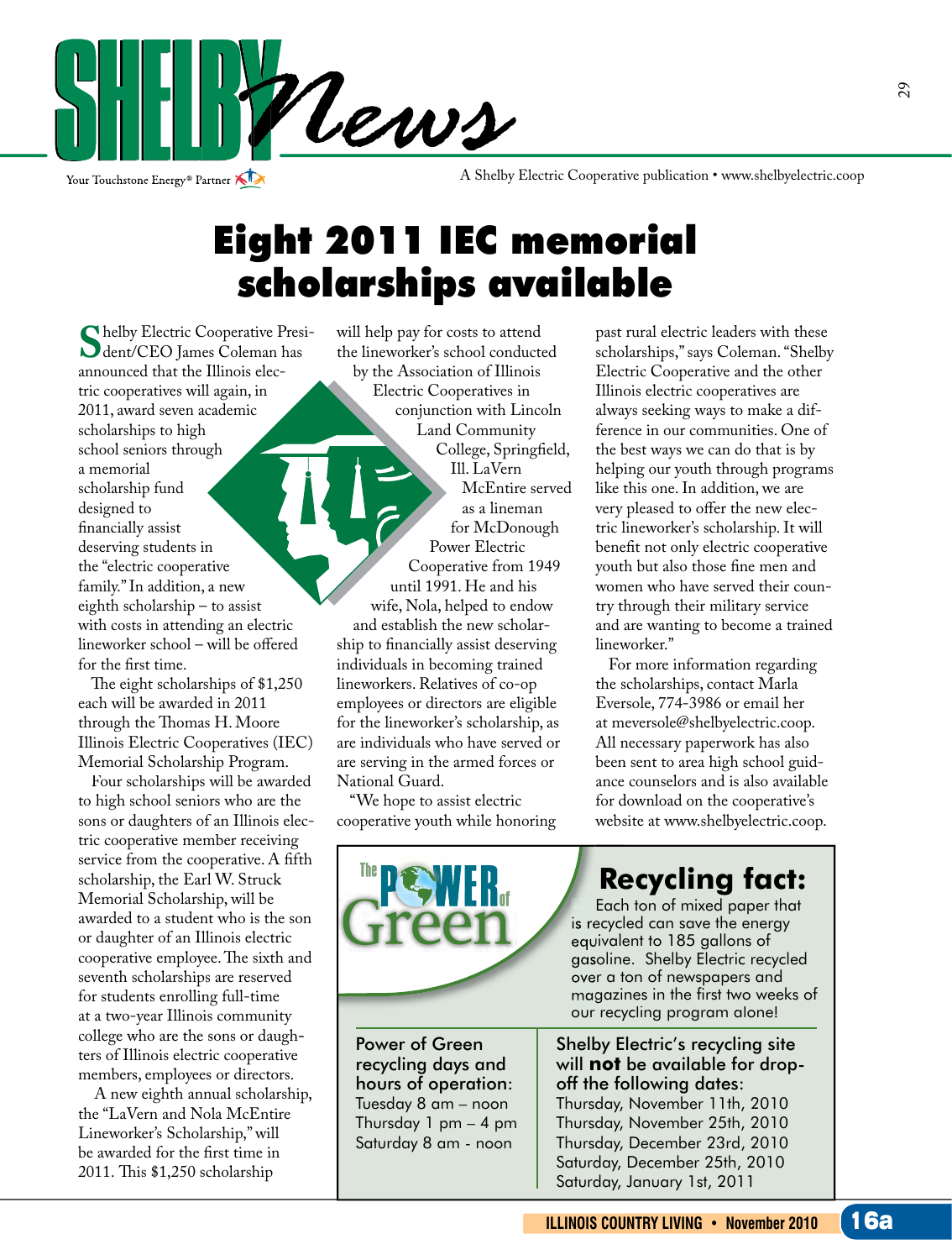# Shelby News

Your Touchstone Energy® Partner

A Shelby Electric Cooperative publication • www.shelbyelectric.coop

## Eight 2011 IEC memorial scholarships available

Shelby Electric Cooperative President/CEO James Coleman has announced that the Illinois electric cooperatives will again, in 2011, award seven academic scholarships to high school seniors through a memorial scholarship fund designed to financially assist deserving students in the "electric cooperative family." In addition, a new eighth scholarship – to assist with costs in attending an electric lineworker school – will be offered for the first time.

The eight scholarships of $1,250 each will be awarded in 2011 through the Thomas H. Moore Illinois Electric Cooperatives (IEC) Memorial Scholarship Program.

Four scholarships will be awarded to high school seniors who are the sons or daughters of an Illinois electric cooperative member receiving service from the cooperative. A fifth scholarship, the Earl W. Struck Memorial Scholarship, will be awarded to a student who is the son or daughter of an Illinois electric cooperative employee. The sixth and seventh scholarships are reserved for students enrolling full-time at a two-year Illinois community college who are the sons or daughters of Illinois electric cooperative members, employees or directors.

A new eighth annual scholarship, the "LaVern and Nola McEntire Lineworker's Scholarship," will be awarded for the first time in 2011. This $1,250 scholarship will help pay for costs to attend the lineworker's school conducted by the Association of Illinois Electric Cooperatives in conjunction with Lincoln Land Community College, Springfield, Ill. LaVern McEntire served as a lineman for McDonough Power Electric Cooperative from 1949 until 1991. He and his wife, Nola, helped to endow and establish the new scholarship to financially assist deserving individuals in becoming trained lineworkers. Relatives of co-op employees or directors are eligible for the lineworker's scholarship, as are individuals who have served or are serving in the armed forces or National Guard.

"We hope to assist electric cooperative youth while honoring past rural electric leaders with these scholarships," says Coleman. "Shelby Electric Cooperative and the other Illinois electric cooperatives are always seeking ways to make a difference in our communities. One of the best ways we can do that is by helping our youth through programs like this one. In addition, we are very pleased to offer the new electric lineworker's scholarship. It will benefit not only electric cooperative youth but also those fine men and women who have served their country through their military service and are wanting to become a trained lineworker."

For more information regarding the scholarships, contact Marla Eversole, 774-3986 or email her at meversole@shelbyelectric.coop. All necessary paperwork has also been sent to area high school guidance counselors and is also available for download on the cooperative's website at www.shelbyelectric.coop.

### The Power of Green

### Recycling fact:

Each ton of mixed paper that is recycled can save the energy equivalent to 185 gallons of gasoline. Shelby Electric recycled over a ton of newspapers and magazines in the first two weeks of our recycling program alone!

Power of Green recycling days and hours of operation:
Tuesday 8 am – noon
Thursday 1 pm – 4 pm
Saturday 8 am - noon

Shelby Electric's recycling site will **not** be available for drop-off the following dates:
Thursday, November 11th, 2010
Thursday, November 25th, 2010
Thursday, December 23rd, 2010
Saturday, December 25th, 2010
Saturday, January 1st, 2011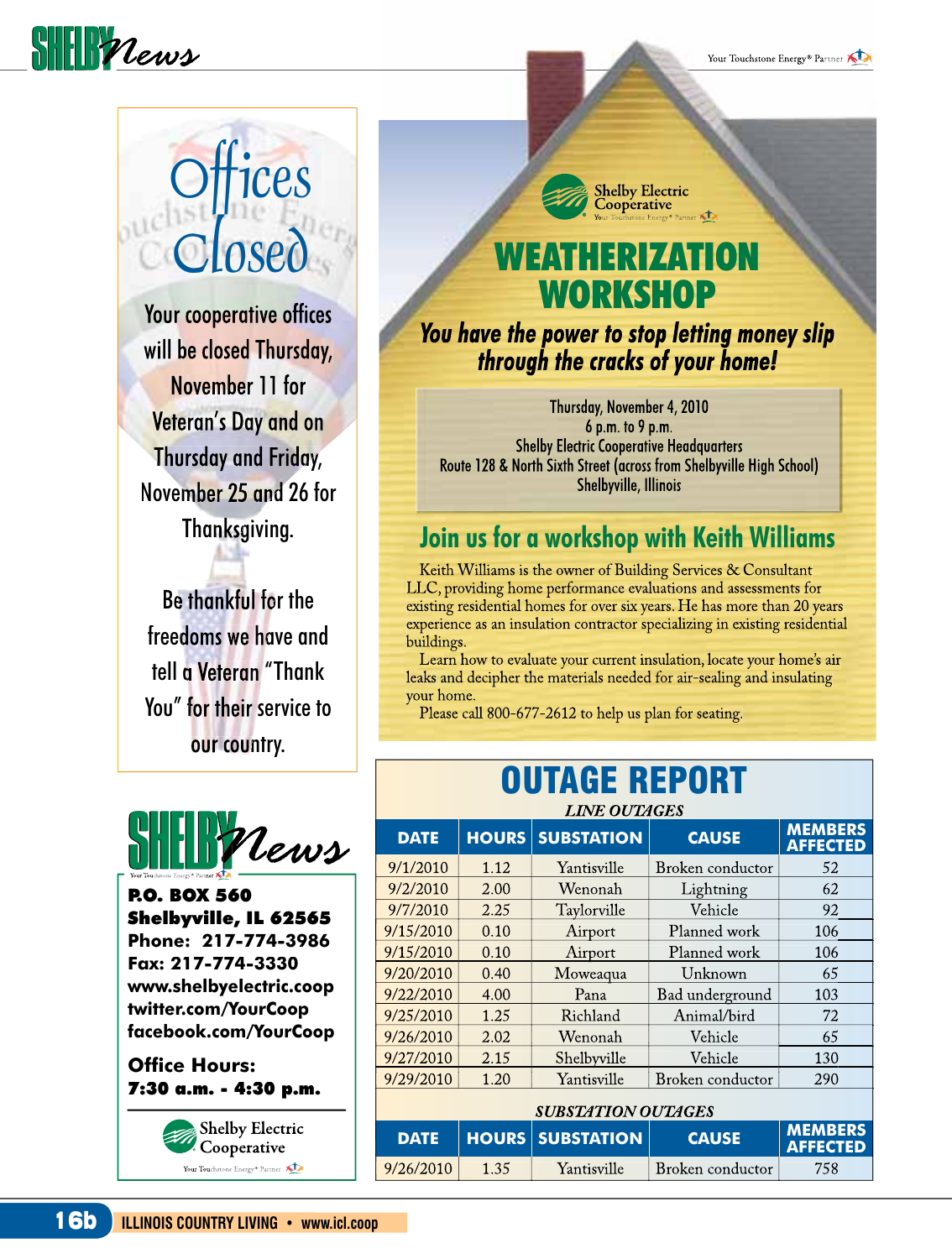# Offices Closed

Your cooperative offices will be closed Thursday, November 11 for Veteran's Day and on Thursday and Friday, November 25 and 26 for Thanksgiving.

Be thankful for the freedoms we have and tell a Veteran "Thank You" for their service to our country.

Shelby Electric Cooperative

# WEATHERIZATION WORKSHOP

***You have the power to stop letting money slip through the cracks of your home!***

Thursday, November 4, 2010
6 p.m. to 9 p.m.
Shelby Electric Cooperative Headquarters
Route 128 & North Sixth Street (across from Shelbyville High School)
Shelbyville, Illinois

## Join us for a workshop with Keith Williams

Keith Williams is the owner of Building Services & Consultant LLC, providing home performance evaluations and assessments for existing residential homes for over six years. He has more than 20 years experience as an insulation contractor specializing in existing residential buildings.

Learn how to evaluate your current insulation, locate your home's air leaks and decipher the materials needed for air-sealing and insulating your home.

Please call 800-677-2612 to help us plan for seating.

## SHELBY News

**P.O. BOX 560**
**Shelbyville, IL 62565**
**Phone: 217-774-3986**
**Fax: 217-774-3330**
**www.shelbyelectric.coop**
**twitter.com/YourCoop**
**facebook.com/YourCoop**

**Office Hours:**
**7:30 a.m. - 4:30 p.m.**

Shelby Electric Cooperative

# OUTAGE REPORT

*LINE OUTAGES*

| DATE | HOURS | SUBSTATION | CAUSE | MEMBERS AFFECTED |
|---|---|---|---|---|
| 9/1/2010 | 1.12 | Yantisville | Broken conductor | 52 |
| 9/2/2010 | 2.00 | Wenonah | Lightning | 62 |
| 9/7/2010 | 2.25 | Taylorville | Vehicle | 92 |
| 9/15/2010 | 0.10 | Airport | Planned work | 106 |
| 9/15/2010 | 0.10 | Airport | Planned work | 106 |
| 9/20/2010 | 0.40 | Moweaqua | Unknown | 65 |
| 9/22/2010 | 4.00 | Pana | Bad underground | 103 |
| 9/25/2010 | 1.25 | Richland | Animal/bird | 72 |
| 9/26/2010 | 2.02 | Wenonah | Vehicle | 65 |
| 9/27/2010 | 2.15 | Shelbyville | Vehicle | 130 |
| 9/29/2010 | 1.20 | Yantisville | Broken conductor | 290 |

*SUBSTATION OUTAGES*

| DATE | HOURS | SUBSTATION | CAUSE | MEMBERS AFFECTED |
|---|---|---|---|---|
| 9/26/2010 | 1.35 | Yantisville | Broken conductor | 758 |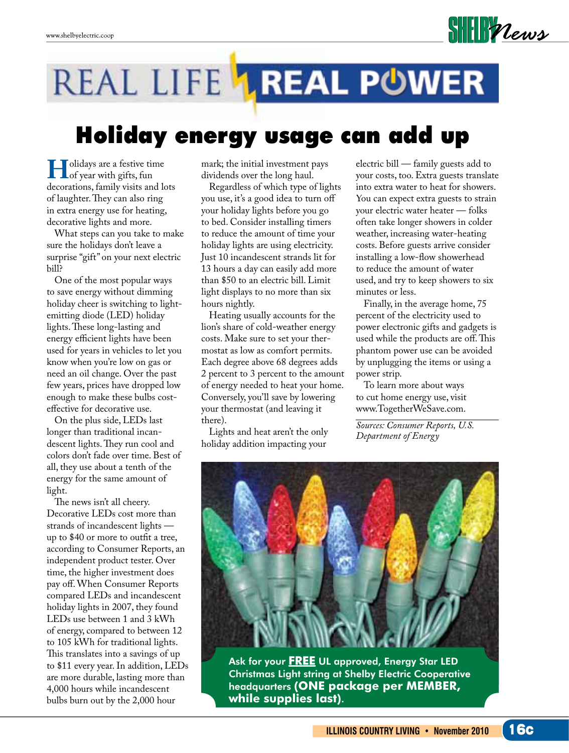# REAL LIFE REAL POWER

## Holiday energy usage can add up

Holidays are a festive time of year with gifts, fun decorations, family visits and lots of laughter. They can also ring in extra energy use for heating, decorative lights and more.

What steps can you take to make sure the holidays don't leave a surprise "gift" on your next electric bill?

One of the most popular ways to save energy without dimming holiday cheer is switching to light-emitting diode (LED) holiday lights. These long-lasting and energy efficient lights have been used for years in vehicles to let you know when you're low on gas or need an oil change. Over the past few years, prices have dropped low enough to make these bulbs cost-effective for decorative use.

On the plus side, LEDs last longer than traditional incandescent lights. They run cool and colors don't fade over time. Best of all, they use about a tenth of the energy for the same amount of light.

The news isn't all cheery. Decorative LEDs cost more than strands of incandescent lights — up to $40 or more to outfit a tree, according to Consumer Reports, an independent product tester. Over time, the higher investment does pay off. When Consumer Reports compared LEDs and incandescent holiday lights in 2007, they found LEDs use between 1 and 3 kWh of energy, compared to between 12 to 105 kWh for traditional lights. This translates into a savings of up to $11 every year. In addition, LEDs are more durable, lasting more than 4,000 hours while incandescent bulbs burn out by the 2,000 hour mark; the initial investment pays dividends over the long haul.

Regardless of which type of lights you use, it's a good idea to turn off your holiday lights before you go to bed. Consider installing timers to reduce the amount of time your holiday lights are using electricity. Just 10 incandescent strands lit for 13 hours a day can easily add more than $50 to an electric bill. Limit light displays to no more than six hours nightly.

Heating usually accounts for the lion's share of cold-weather energy costs. Make sure to set your thermostat as low as comfort permits. Each degree above 68 degrees adds 2 percent to 3 percent to the amount of energy needed to heat your home. Conversely, you'll save by lowering your thermostat (and leaving it there).

Lights and heat aren't the only holiday addition impacting your electric bill — family guests add to your costs, too. Extra guests translate into extra water to heat for showers. You can expect extra guests to strain your electric water heater — folks often take longer showers in colder weather, increasing water-heating costs. Before guests arrive consider installing a low-flow showerhead to reduce the amount of water used, and try to keep showers to six minutes or less.

Finally, in the average home, 75 percent of the electricity used to power electronic gifts and gadgets is used while the products are off. This phantom power use can be avoided by unplugging the items or using a power strip.

To learn more about ways to cut home energy use, visit www.TogetherWeSave.com.

*Sources: Consumer Reports, U.S. Department of Energy*

Ask for your **FREE** UL approved, Energy Star LED Christmas Light string at Shelby Electric Cooperative headquarters **(ONE package per MEMBER, while supplies last)**.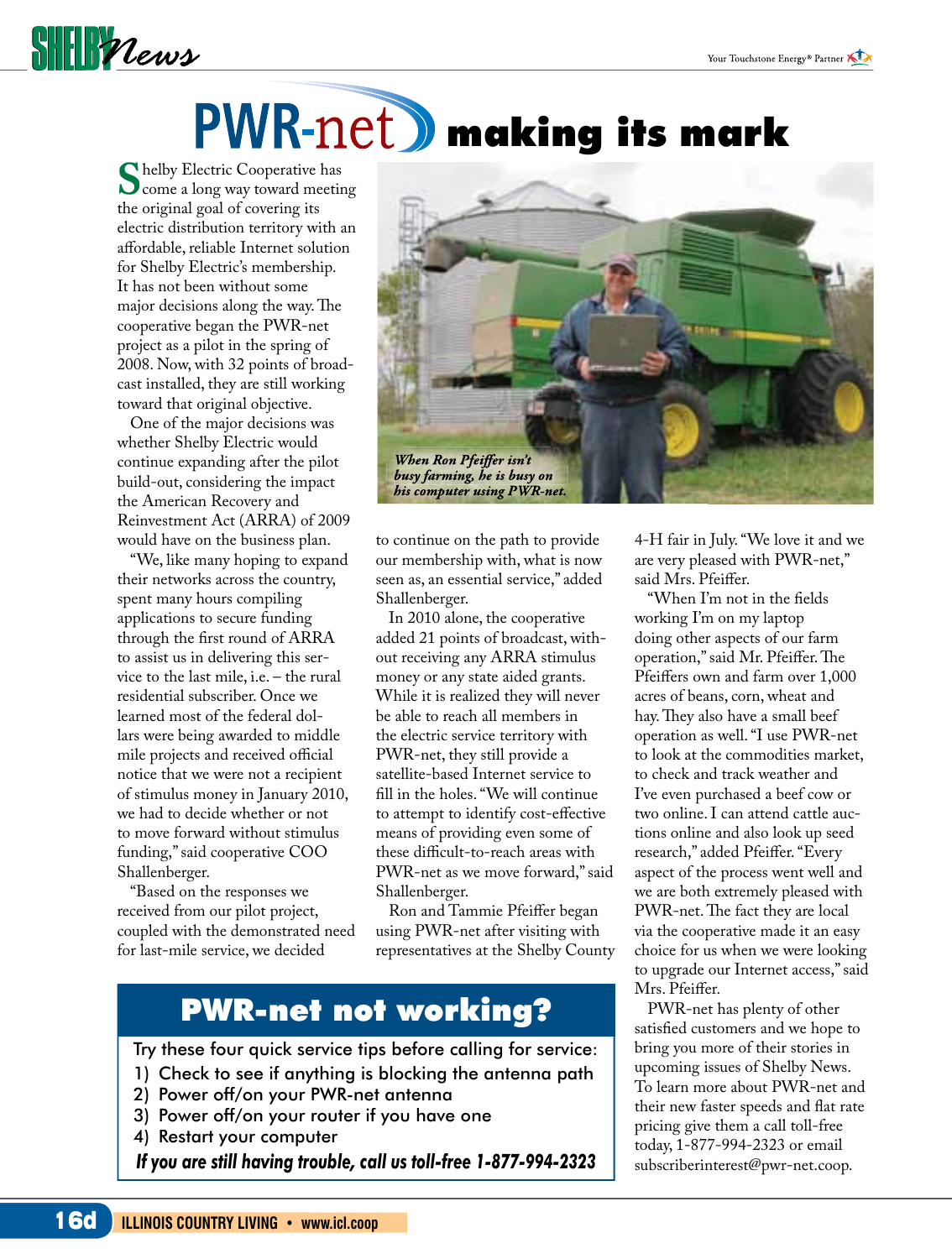# PWR-net making its mark

Shelby Electric Cooperative has come a long way toward meeting the original goal of covering its electric distribution territory with an affordable, reliable Internet solution for Shelby Electric's membership. It has not been without some major decisions along the way. The cooperative began the PWR-net project as a pilot in the spring of 2008. Now, with 32 points of broadcast installed, they are still working toward that original objective.

One of the major decisions was whether Shelby Electric would continue expanding after the pilot build-out, considering the impact the American Recovery and Reinvestment Act (ARRA) of 2009 would have on the business plan.

"We, like many hoping to expand their networks across the country, spent many hours compiling applications to secure funding through the first round of ARRA to assist us in delivering this service to the last mile, i.e. – the rural residential subscriber. Once we learned most of the federal dollars were being awarded to middle mile projects and received official notice that we were not a recipient of stimulus money in January 2010, we had to decide whether or not to move forward without stimulus funding," said cooperative COO Shallenberger.

"Based on the responses we received from our pilot project, coupled with the demonstrated need for last-mile service, we decided to continue on the path to provide our membership with, what is now seen as, an essential service," added Shallenberger.

*When Ron Pfeiffer isn't busy farming, he is busy on his computer using PWR-net.*

In 2010 alone, the cooperative added 21 points of broadcast, without receiving any ARRA stimulus money or any state aided grants. While it is realized they will never be able to reach all members in the electric service territory with PWR-net, they still provide a satellite-based Internet service to fill in the holes. "We will continue to attempt to identify cost-effective means of providing even some of these difficult-to-reach areas with PWR-net as we move forward," said Shallenberger.

Ron and Tammie Pfeiffer began using PWR-net after visiting with representatives at the Shelby County 4-H fair in July. "We love it and we are very pleased with PWR-net," said Mrs. Pfeiffer.

"When I'm not in the fields working I'm on my laptop doing other aspects of our farm operation," said Mr. Pfeiffer. The Pfeiffers own and farm over 1,000 acres of beans, corn, wheat and hay. They also have a small beef operation as well. "I use PWR-net to look at the commodities market, to check and track weather and I've even purchased a beef cow or two online. I can attend cattle auctions online and also look up seed research," added Pfeiffer. "Every aspect of the process went well and we are both extremely pleased with PWR-net. The fact they are local via the cooperative made it an easy choice for us when we were looking to upgrade our Internet access," said Mrs. Pfeiffer.

PWR-net has plenty of other satisfied customers and we hope to bring you more of their stories in upcoming issues of Shelby News. To learn more about PWR-net and their new faster speeds and flat rate pricing give them a call toll-free today, 1-877-994-2323 or email subscriberinterest@pwr-net.coop.

## PWR-net not working?

Try these four quick service tips before calling for service:

1) Check to see if anything is blocking the antenna path
2) Power off/on your PWR-net antenna
3) Power off/on your router if you have one
4) Restart your computer

***If you are still having trouble, call us toll-free 1-877-994-2323***